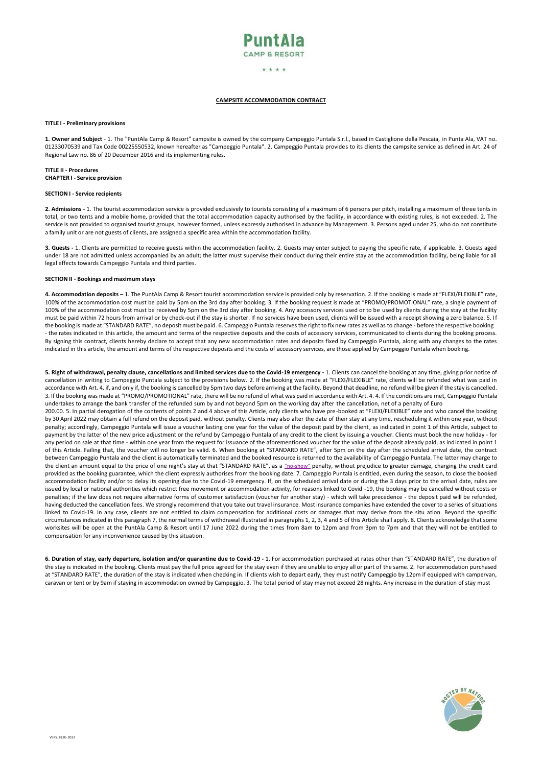# CAMPSITE ACCOMMODATION CONTRACT

**TITLE I - Preliminary provisions**

**1. Owner and Subject** - 1. The "PuntAla Camp & Resort" campsite is owned by the company Campeggio Puntala S.r.l., based in Castiglione della Pescaia, in Punta Ala, VAT no. 01233070539 and Tax Code 00225550532, known hereafter as "Campeggio Puntala". 2. Campeggio Puntala provides to its clients the campsite service as defined in Art. 24 of Regional Law no. 86 of 20 December 2016 and its implementing rules.

**TITLE II - Procedures**
**CHAPTER I - Service provision**

**SECTION I - Service recipients**

**2. Admissions -** 1. The tourist accommodation service is provided exclusively to tourists consisting of a maximum of 6 persons per pitch, installing a maximum of three tents in total, or two tents and a mobile home, provided that the total accommodation capacity authorised by the facility, in accordance with existing rules, is not exceeded. 2. The service is not provided to organised tourist groups, however formed, unless expressly authorised in advance by Management. 3. Persons aged under 25, who do not constitute a family unit or are not guests of clients, are assigned a specific area within the accommodation facility.

**3. Guests -** 1. Clients are permitted to receive guests within the accommodation facility. 2. Guests may enter subject to paying the specific rate, if applicable. 3. Guests aged under 18 are not admitted unless accompanied by an adult; the latter must supervise their conduct during their entire stay at the accommodation facility, being liable for all legal effects towards Campeggio Puntala and third parties.

**SECTION II - Bookings and maximum stays**

**4. Accommodation deposits** – 1. The PuntAla Camp & Resort tourist accommodation service is provided only by reservation. 2. If the booking is made at "FLEXI/FLEXIBLE" rate, 100% of the accommodation cost must be paid by 5pm on the 3rd day after booking. 3. If the booking request is made at "PROMO/PROMOTIONAL" rate, a single payment of 100% of the accommodation cost must be received by 5pm on the 3rd day after booking. 4. Any accessory services used or to be used by clients during the stay at the facility must be paid within 72 hours from arrival or by check-out if the stay is shorter. If no services have been used, clients will be issued with a receipt showing a zero balance. 5. If the booking is made at "STANDARD RATE", no deposit must be paid. 6. Campeggio Puntala reserves the right to fix new rates as well as to change - before the respective booking - the rates indicated in this article, the amount and terms of the respective deposits and the costs of accessory services, communicated to clients during the booking process. By signing this contract, clients hereby declare to accept that any new accommodation rates and deposits fixed by Campeggio Puntala, along with any changes to the rates indicated in this article, the amount and terms of the respective deposits and the costs of accessory services, are those applied by Campeggio Puntala when booking.

**5. Right of withdrawal, penalty clause, cancellations and limited services due to the Covid-19 emergency -** 1. Clients can cancel the booking at any time, giving prior notice of cancellation in writing to Campeggio Puntala subject to the provisions below. 2. If the booking was made at "FLEXI/FLEXIBLE" rate, clients will be refunded what was paid in accordance with Art. 4, if, and only if, the booking is cancelled by 5pm two days before arriving at the facility. Beyond that deadline, no refund will be given if the stay is cancelled. 3. If the booking was made at "PROMO/PROMOTIONAL" rate, there will be no refund of what was paid in accordance with Art. 4. 4. If the conditions are met, Campeggio Puntala undertakes to arrange the bank transfer of the refunded sum by and not beyond 5pm on the working day after the cancellation, net of a penalty of Euro 200.00. 5. In partial derogation of the contents of points 2 and 4 above of this Article, only clients who have pre-booked at "FLEXI/FLEXIBLE" rate and who cancel the booking by 30 April 2022 may obtain a full refund on the deposit paid, without penalty. Clients may also alter the date of their stay at any time, rescheduling it within one year, without penalty; accordingly, Campeggio Puntala will issue a voucher lasting one year for the value of the deposit paid by the client, as indicated in point 1 of this Article, subject to payment by the latter of the new price adjustment or the refund by Campeggio Puntala of any credit to the client by issuing a voucher. Clients must book the new holiday - for any period on sale at that time - within one year from the request for issuance of the aforementioned voucher for the value of the deposit already paid, as indicated in point 1 of this Article. Failing that, the voucher will no longer be valid. 6. When booking at "STANDARD RATE", after 5pm on the day after the scheduled arrival date, the contract between Campeggio Puntala and the client is automatically terminated and the booked resource is returned to the availability of Campeggio Puntala. The latter may charge to the client an amount equal to the price of one night's stay at that "STANDARD RATE", as a "no-show" penalty, without prejudice to greater damage, charging the credit card provided as the booking guarantee, which the client expressly authorises from the booking date. 7. Campeggio Puntala is entitled, even during the season, to close the booked accommodation facility and/or to delay its opening due to the Covid-19 emergency. If, on the scheduled arrival date or during the 3 days prior to the arrival date, rules are issued by local or national authorities which restrict free movement or accommodation activity, for reasons linked to Covid -19, the booking may be cancelled without costs or penalties; if the law does not require alternative forms of customer satisfaction (voucher for another stay) - which will take precedence - the deposit paid will be refunded, having deducted the cancellation fees. We strongly recommend that you take out travel insurance. Most insurance companies have extended the cover to a series of situations linked to Covid-19. In any case, clients are not entitled to claim compensation for additional costs or damages that may derive from the situ ation. Beyond the specific circumstances indicated in this paragraph 7, the normal terms of withdrawal illustrated in paragraphs 1, 2, 3, 4 and 5 of this Article shall apply. 8. Clients acknowledge that some worksites will be open at the PuntAla Camp & Resort until 17 June 2022 during the times from 8am to 12pm and from 3pm to 7pm and that they will not be entitled to compensation for any inconvenience caused by this situation.

**6. Duration of stay, early departure, isolation and/or quarantine due to Covid-19 -** 1. For accommodation purchased at rates other than "STANDARD RATE", the duration of the stay is indicated in the booking. Clients must pay the full price agreed for the stay even if they are unable to enjoy all or part of the same. 2. For accommodation purchased at "STANDARD RATE", the duration of the stay is indicated when checking in. If clients wish to depart early, they must notify Campeggio by 12pm if equipped with campervan, caravan or tent or by 9am if staying in accommodation owned by Campeggio. 3. The total period of stay may not exceed 28 nights. Any increase in the duration of stay must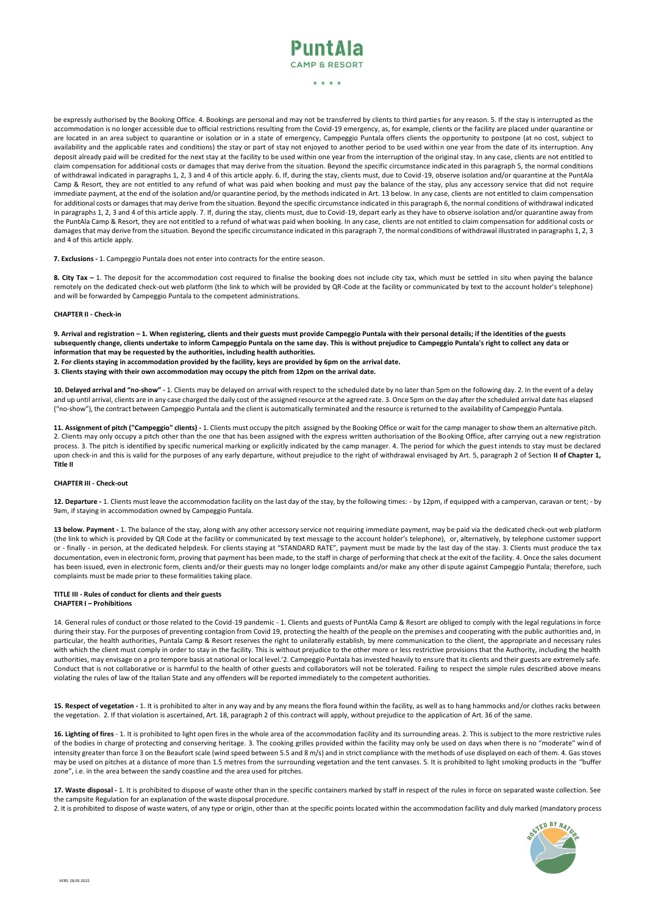be expressly authorised by the Booking Office. 4. Bookings are personal and may not be transferred by clients to third parties for any reason. 5. If the stay is interrupted as the accommodation is no longer accessible due to official restrictions resulting from the Covid-19 emergency, as, for example, clients or the facility are placed under quarantine or are located in an area subject to quarantine or isolation or in a state of emergency, Campeggio Puntala offers clients the opportunity to postpone (at no cost, subject to availability and the applicable rates and conditions) the stay or part of stay not enjoyed to another period to be used within one year from the date of its interruption. Any deposit already paid will be credited for the next stay at the facility to be used within one year from the interruption of the original stay. In any case, clients are not entitled to claim compensation for additional costs or damages that may derive from the situation. Beyond the specific circumstance indicated in this paragraph 5, the normal conditions of withdrawal indicated in paragraphs 1, 2, 3 and 4 of this article apply. 6. If, during the stay, clients must, due to Covid-19, observe isolation and/or quarantine at the PuntAla Camp & Resort, they are not entitled to any refund of what was paid when booking and must pay the balance of the stay, plus any accessory service that did not require immediate payment, at the end of the isolation and/or quarantine period, by the methods indicated in Art. 13 below. In any case, clients are not entitled to claim compensation for additional costs or damages that may derive from the situation. Beyond the specific circumstance indicated in this paragraph 6, the normal conditions of withdrawal indicated in paragraphs 1, 2, 3 and 4 of this article apply. 7. If, during the stay, clients must, due to Covid-19, depart early as they have to observe isolation and/or quarantine away from the PuntAla Camp & Resort, they are not entitled to a refund of what was paid when booking. In any case, clients are not entitled to claim compensation for additional costs or damages that may derive from the situation. Beyond the specific circumstance indicated in this paragraph 7, the normal conditions of withdrawal illustrated in paragraphs 1, 2, 3 and 4 of this article apply.

**7. Exclusions -** 1. Campeggio Puntala does not enter into contracts for the entire season.

**8. City Tax –** 1. The deposit for the accommodation cost required to finalise the booking does not include city tax, which must be settled in situ when paying the balance remotely on the dedicated check-out web platform (the link to which will be provided by QR-Code at the facility or communicated by text to the account holder's telephone) and will be forwarded by Campeggio Puntala to the competent administrations.

## CHAPTER II - Check-in

**9. Arrival and registration – 1. When registering, clients and their guests must provide Campeggio Puntala with their personal details; if the identities of the guests subsequently change, clients undertake to inform Campeggio Puntala on the same day. This is without prejudice to Campeggio Puntala's right to collect any data or information that may be requested by the authorities, including health authorities.**

**2. For clients staying in accommodation provided by the facility, keys are provided by 6pm on the arrival date.**

**3. Clients staying with their own accommodation may occupy the pitch from 12pm on the arrival date.**

**10. Delayed arrival and "no-show" -** 1. Clients may be delayed on arrival with respect to the scheduled date by no later than 5pm on the following day. 2. In the event of a delay and up until arrival, clients are in any case charged the daily cost of the resource at the agreed rate. 3. Once 5pm on the day after the scheduled arrival date has elapsed ("no-show"), the contract between Campeggio Puntala and the client is automatically terminated and the resource is returned to the availability of Campeggio Puntala.

**11. Assignment of pitch ("Campeggio" clients) -** 1. Clients must occupy the pitch assigned by the Booking Office or wait for the camp manager to show them an alternative pitch. 2. Clients may only occupy a pitch other than the one that has been assigned with the express written authorisation of the Booking Office, after carrying out a new registration process. 3. The pitch is identified by specific numerical marking or explicitly indicated by the camp manager. 4. The period for which the guest intends to stay must be declared upon check-in and this is valid for the purposes of any early departure, without prejudice to the right of withdrawal envisaged by Art. 5, paragraph 2 of Section **II of Chapter 1, Title II**

## CHAPTER III - Check-out

**12. Departure -** 1. Clients must leave the accommodation facility on the last day of the stay, by the following times: - by 12pm, if equipped with a campervan, caravan or tent; - by 9am, if staying in accommodation owned by Campeggio Puntala.

**13 below. Payment -** 1. The balance of the stay, along with any other accessory service not requiring immediate payment, may be paid via the dedicated check-out web platform (the link to which is provided by QR Code at the facility or communicated by text message to the account holder's telephone), or, alternatively, by telephone customer support or - finally - in person, at the dedicated helpdesk. For clients staying at "STANDARD RATE", payment must be made by the last day of the stay. 3. Clients must produce the tax documentation, even in electronic form, proving that payment has been made, to the staff in charge of performing that check at the exit of the facility. 4. Once the sales document has been issued, even in electronic form, clients and/or their guests may no longer lodge complaints and/or make any other dispute against Campeggio Puntala; therefore, such complaints must be made prior to these formalities taking place.

# TITLE III - Rules of conduct for clients and their guests

## CHAPTER I – Prohibitions

14. General rules of conduct or those related to the Covid-19 pandemic - 1. Clients and guests of PuntAla Camp & Resort are obliged to comply with the legal regulations in force during their stay. For the purposes of preventing contagion from Covid 19, protecting the health of the people on the premises and cooperating with the public authorities and, in particular, the health authorities, Puntala Camp & Resort reserves the right to unilaterally establish, by mere communication to the client, the appropriate and necessary rules with which the client must comply in order to stay in the facility. This is without prejudice to the other more or less restrictive provisions that the Authority, including the health authorities, may envisage on a pro tempore basis at national or local level.'2. Campeggio Puntala has invested heavily to ensure that its clients and their guests are extremely safe. Conduct that is not collaborative or is harmful to the health of other guests and collaborators will not be tolerated. Failing to respect the simple rules described above means violating the rules of law of the Italian State and any offenders will be reported immediately to the competent authorities.

**15. Respect of vegetation -** 1. It is prohibited to alter in any way and by any means the flora found within the facility, as well as to hang hammocks and/or clothes racks between the vegetation. 2. If that violation is ascertained, Art. 18, paragraph 2 of this contract will apply, without prejudice to the application of Art. 36 of the same.

**16. Lighting of fires** - 1. It is prohibited to light open fires in the whole area of the accommodation facility and its surrounding areas. 2. This is subject to the more restrictive rules of the bodies in charge of protecting and conserving heritage. 3. The cooking grilles provided within the facility may only be used on days when there is no "moderate" wind of intensity greater than force 3 on the Beaufort scale (wind speed between 5.5 and 8 m/s) and in strict compliance with the methods of use displayed on each of them. 4. Gas stoves may be used on pitches at a distance of more than 1.5 metres from the surrounding vegetation and the tent canvases. 5. It is prohibited to light smoking products in the "buffer zone", i.e. in the area between the sandy coastline and the area used for pitches.

**17. Waste disposal -** 1. It is prohibited to dispose of waste other than in the specific containers marked by staff in respect of the rules in force on separated waste collection. See the campsite Regulation for an explanation of the waste disposal procedure.

2. It is prohibited to dispose of waste waters, of any type or origin, other than at the specific points located within the accommodation facility and duly marked (mandatory process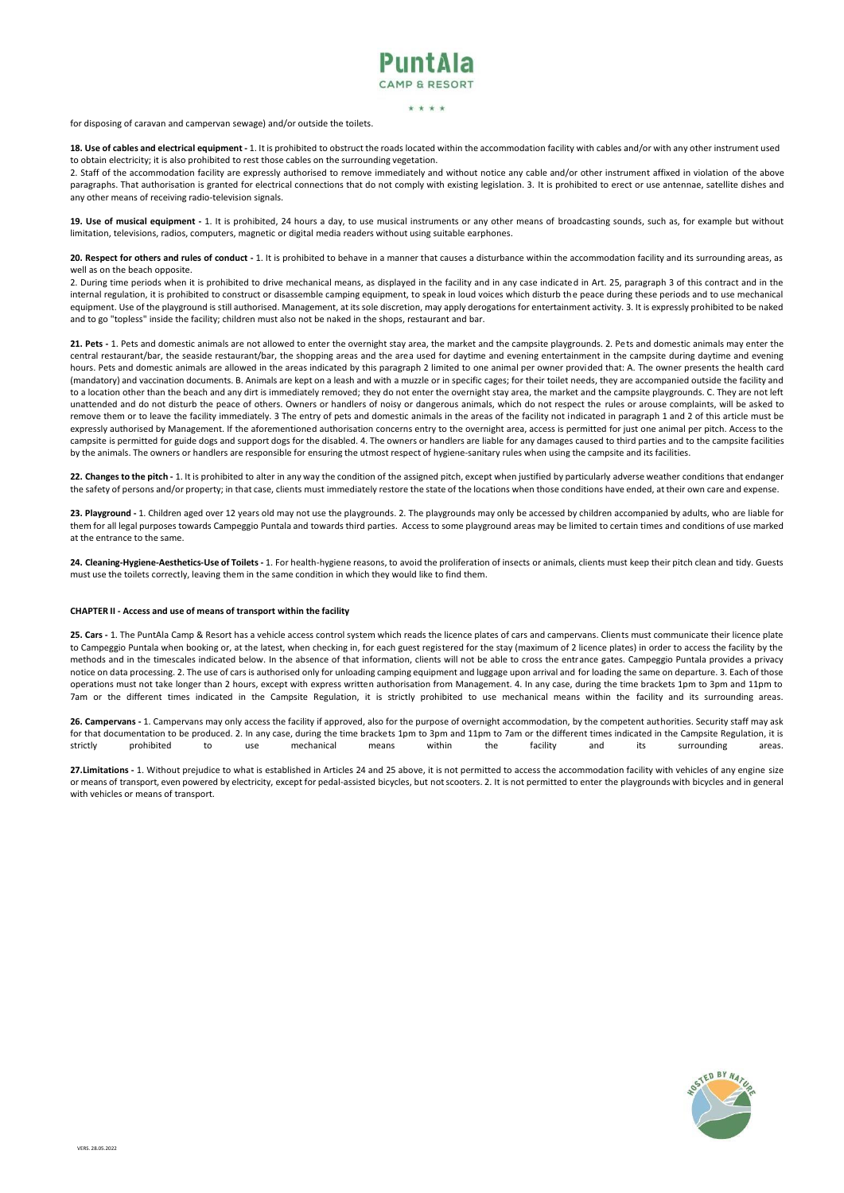for disposing of caravan and campervan sewage) and/or outside the toilets.

**18. Use of cables and electrical equipment -** 1. It is prohibited to obstruct the roads located within the accommodation facility with cables and/or with any other instrument used to obtain electricity; it is also prohibited to rest those cables on the surrounding vegetation.
2. Staff of the accommodation facility are expressly authorised to remove immediately and without notice any cable and/or other instrument affixed in violation of the above paragraphs. That authorisation is granted for electrical connections that do not comply with existing legislation. 3. It is prohibited to erect or use antennae, satellite dishes and any other means of receiving radio-television signals.

**19. Use of musical equipment -** 1. It is prohibited, 24 hours a day, to use musical instruments or any other means of broadcasting sounds, such as, for example but without limitation, televisions, radios, computers, magnetic or digital media readers without using suitable earphones.

**20. Respect for others and rules of conduct -** 1. It is prohibited to behave in a manner that causes a disturbance within the accommodation facility and its surrounding areas, as well as on the beach opposite.
2. During time periods when it is prohibited to drive mechanical means, as displayed in the facility and in any case indicated in Art. 25, paragraph 3 of this contract and in the internal regulation, it is prohibited to construct or disassemble camping equipment, to speak in loud voices which disturb the peace during these periods and to use mechanical equipment. Use of the playground is still authorised. Management, at its sole discretion, may apply derogations for entertainment activity. 3. It is expressly prohibited to be naked and to go "topless" inside the facility; children must also not be naked in the shops, restaurant and bar.

**21. Pets -** 1. Pets and domestic animals are not allowed to enter the overnight stay area, the market and the campsite playgrounds. 2. Pets and domestic animals may enter the central restaurant/bar, the seaside restaurant/bar, the shopping areas and the area used for daytime and evening entertainment in the campsite during daytime and evening hours. Pets and domestic animals are allowed in the areas indicated by this paragraph 2 limited to one animal per owner provided that: A. The owner presents the health card (mandatory) and vaccination documents. B. Animals are kept on a leash and with a muzzle or in specific cages; for their toilet needs, they are accompanied outside the facility and to a location other than the beach and any dirt is immediately removed; they do not enter the overnight stay area, the market and the campsite playgrounds. C. They are not left unattended and do not disturb the peace of others. Owners or handlers of noisy or dangerous animals, which do not respect the rules or arouse complaints, will be asked to remove them or to leave the facility immediately. 3 The entry of pets and domestic animals in the areas of the facility not indicated in paragraph 1 and 2 of this article must be expressly authorised by Management. If the aforementioned authorisation concerns entry to the overnight area, access is permitted for just one animal per pitch. Access to the campsite is permitted for guide dogs and support dogs for the disabled. 4. The owners or handlers are liable for any damages caused to third parties and to the campsite facilities by the animals. The owners or handlers are responsible for ensuring the utmost respect of hygiene-sanitary rules when using the campsite and its facilities.

**22. Changes to the pitch -** 1. It is prohibited to alter in any way the condition of the assigned pitch, except when justified by particularly adverse weather conditions that endanger the safety of persons and/or property; in that case, clients must immediately restore the state of the locations when those conditions have ended, at their own care and expense.

**23. Playground -** 1. Children aged over 12 years old may not use the playgrounds. 2. The playgrounds may only be accessed by children accompanied by adults, who are liable for them for all legal purposes towards Campeggio Puntala and towards third parties. Access to some playground areas may be limited to certain times and conditions of use marked at the entrance to the same.

**24. Cleaning-Hygiene-Aesthetics-Use of Toilets -** 1. For health-hygiene reasons, to avoid the proliferation of insects or animals, clients must keep their pitch clean and tidy. Guests must use the toilets correctly, leaving them in the same condition in which they would like to find them.

**CHAPTER II - Access and use of means of transport within the facility**

**25. Cars -** 1. The PuntAla Camp & Resort has a vehicle access control system which reads the licence plates of cars and campervans. Clients must communicate their licence plate to Campeggio Puntala when booking or, at the latest, when checking in, for each guest registered for the stay (maximum of 2 licence plates) in order to access the facility by the methods and in the timescales indicated below. In the absence of that information, clients will not be able to cross the entrance gates. Campeggio Puntala provides a privacy notice on data processing. 2. The use of cars is authorised only for unloading camping equipment and luggage upon arrival and for loading the same on departure. 3. Each of those operations must not take longer than 2 hours, except with express written authorisation from Management. 4. In any case, during the time brackets 1pm to 3pm and 11pm to 7am or the different times indicated in the Campsite Regulation, it is strictly prohibited to use mechanical means within the facility and its surrounding areas.

**26. Campervans -** 1. Campervans may only access the facility if approved, also for the purpose of overnight accommodation, by the competent authorities. Security staff may ask for that documentation to be produced. 2. In any case, during the time brackets 1pm to 3pm and 11pm to 7am or the different times indicated in the Campsite Regulation, it is strictly prohibited to use mechanical means within the facility and its surrounding areas.

**27.Limitations -** 1. Without prejudice to what is established in Articles 24 and 25 above, it is not permitted to access the accommodation facility with vehicles of any engine size or means of transport, even powered by electricity, except for pedal-assisted bicycles, but not scooters. 2. It is not permitted to enter the playgrounds with bicycles and in general with vehicles or means of transport.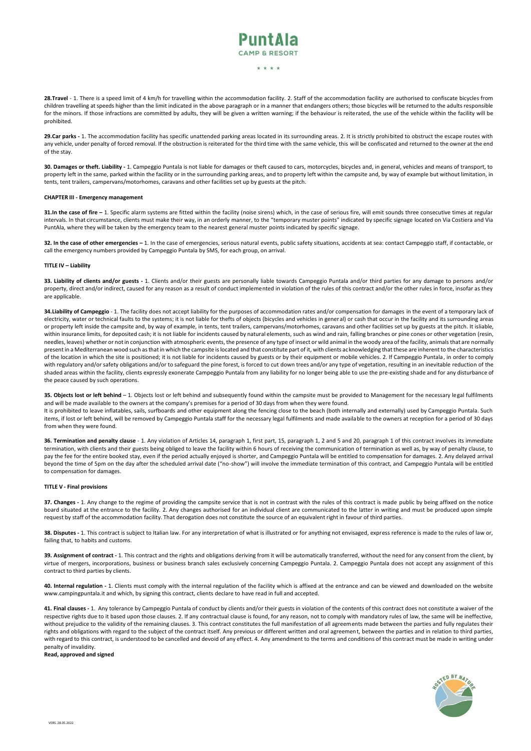**28.Travel** - 1. There is a speed limit of 4 km/h for travelling within the accommodation facility. 2. Staff of the accommodation facility are authorised to confiscate bicycles from children travelling at speeds higher than the limit indicated in the above paragraph or in a manner that endangers others; those bicycles will be returned to the adults responsible for the minors. If those infractions are committed by adults, they will be given a written warning; if the behaviour is reiterated, the use of the vehicle within the facility will be prohibited.

**29.Car parks -** 1. The accommodation facility has specific unattended parking areas located in its surrounding areas. 2. It is strictly prohibited to obstruct the escape routes with any vehicle, under penalty of forced removal. If the obstruction is reiterated for the third time with the same vehicle, this will be confiscated and returned to the owner at the end of the stay.

**30. Damages or theft. Liability -** 1. Campeggio Puntala is not liable for damages or theft caused to cars, motorcycles, bicycles and, in general, vehicles and means of transport, to property left in the same, parked within the facility or in the surrounding parking areas, and to property left within the campsite and, by way of example but without limitation, in tents, tent trailers, campervans/motorhomes, caravans and other facilities set up by guests at the pitch.

**CHAPTER III - Emergency management**

**31.In the case of fire –** 1. Specific alarm systems are fitted within the facility (noise sirens) which, in the case of serious fire, will emit sounds three consecutive times at regular intervals. In that circumstance, clients must make their way, in an orderly manner, to the "temporary muster points" indicated by specific signage located on Via Costiera and Via PuntAla, where they will be taken by the emergency team to the nearest general muster points indicated by specific signage.

**32. In the case of other emergencies –** 1. In the case of emergencies, serious natural events, public safety situations, accidents at sea: contact Campeggio staff, if contactable, or call the emergency numbers provided by Campeggio Puntala by SMS, for each group, on arrival.

**TITLE IV – Liability**

**33. Liability of clients and/or guests -** 1. Clients and/or their guests are personally liable towards Campeggio Puntala and/or third parties for any damage to persons and/or property, direct and/or indirect, caused for any reason as a result of conduct implemented in violation of the rules of this contract and/or the other rules in force, insofar as they are applicable.

**34.Liability of Campeggio** - 1. The facility does not accept liability for the purposes of accommodation rates and/or compensation for damages in the event of a temporary lack of electricity, water or technical faults to the systems; it is not liable for thefts of objects (bicycles and vehicles in general) or cash that occur in the facility and its surrounding areas or property left inside the campsite and, by way of example, in tents, tent trailers, campervans/motorhomes, caravans and other facilities set up by guests at the pitch. It isliable, within insurance limits, for deposited cash; it is not liable for incidents caused by natural elements, such as wind and rain, falling branches or pine cones or other vegetation (resin, needles, leaves) whether or not in conjunction with atmospheric events, the presence of any type of insect or wild animal in the woody area of the facility, animals that are normally present in a Mediterranean wood such as that in which the campsite is located and that constitute part of it, with clients acknowledging that these are inherent to the characteristics of the location in which the site is positioned; it is not liable for incidents caused by guests or by their equipment or mobile vehicles. 2. If Campeggio Puntala, in order to comply with regulatory and/or safety obligations and/or to safeguard the pine forest, is forced to cut down trees and/or any type of vegetation, resulting in an inevitable reduction of the shaded areas within the facility, clients expressly exonerate Campeggio Puntala from any liability for no longer being able to use the pre-existing shade and for any disturbance of the peace caused by such operations.

**35. Objects lost or left behind** – 1. Objects lost or left behind and subsequently found within the campsite must be provided to Management for the necessary legal fulfilments and will be made available to the owners at the company's premises for a period of 30 days from when they were found.

It is prohibited to leave inflatables, sails, surfboards and other equipment along the fencing close to the beach (both internally and externally) used by Campeggio Puntala. Such items, if lost or left behind, will be removed by Campeggio Puntala staff for the necessary legal fulfilments and made available to the owners at reception for a period of 30 days from when they were found.

**36. Termination and penalty clause** - 1. Any violation of Articles 14, paragraph 1, first part, 15, paragraph 1, 2 and 5 and 20, paragraph 1 of this contract involves its immediate termination, with clients and their guests being obliged to leave the facility within 6 hours of receiving the communication of termination as well as, by way of penalty clause, to pay the fee for the entire booked stay, even if the period actually enjoyed is shorter, and Campeggio Puntala will be entitled to compensation for damages. 2. Any delayed arrival beyond the time of 5pm on the day after the scheduled arrival date ("no-show") will involve the immediate termination of this contract, and Campeggio Puntala will be entitled to compensation for damages.

**TITLE V - Final provisions**

**37. Changes -** 1. Any change to the regime of providing the campsite service that is not in contrast with the rules of this contract is made public by being affixed on the notice board situated at the entrance to the facility. 2. Any changes authorised for an individual client are communicated to the latter in writing and must be produced upon simple request by staff of the accommodation facility. That derogation does not constitute the source of an equivalent right in favour of third parties.

**38. Disputes -** 1. This contract is subject to Italian law. For any interpretation of what is illustrated or for anything not envisaged, express reference is made to the rules of law or, failing that, to habits and customs.

**39. Assignment of contract -** 1. This contract and the rights and obligations deriving from it will be automatically transferred, without the need for any consent from the client, by virtue of mergers, incorporations, business or business branch sales exclusively concerning Campeggio Puntala. 2. Campeggio Puntala does not accept any assignment of this contract to third parties by clients.

**40. Internal regulation -** 1. Clients must comply with the internal regulation of the facility which is affixed at the entrance and can be viewed and downloaded on the website www.campingpuntala.it and which, by signing this contract, clients declare to have read in full and accepted.

**41. Final clauses -** 1. Any tolerance by Campeggio Puntala of conduct by clients and/or their guests in violation of the contents of this contract does not constitute a waiver of the respective rights due to it based upon those clauses. 2. If any contractual clause is found, for any reason, not to comply with mandatory rules of law, the same will be ineffective, without prejudice to the validity of the remaining clauses. 3. This contract constitutes the full manifestation of all agreements made between the parties and fully regulates their rights and obligations with regard to the subject of the contract itself. Any previous or different written and oral agreement, between the parties and in relation to third parties, with regard to this contract, is understood to be cancelled and devoid of any effect. 4. Any amendment to the terms and conditions of this contract must be made in writing under penalty of invalidity.

**Read, approved and signed**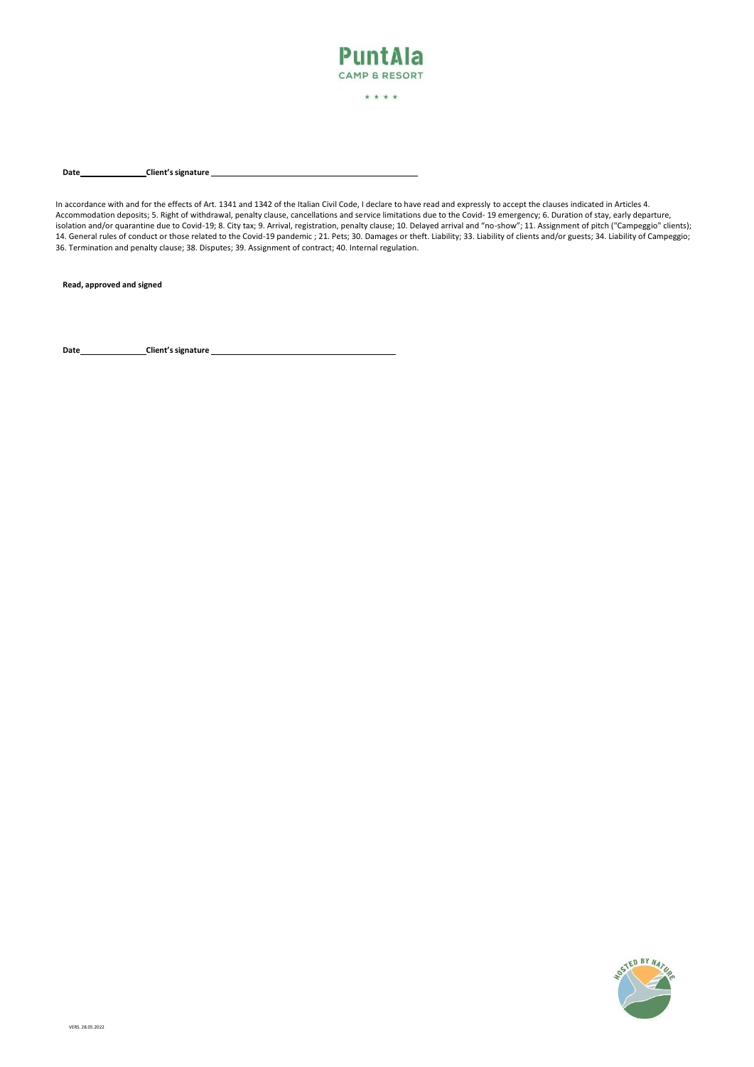**Date\_\_\_\_\_\_\_\_\_\_\_\_\_\_Client's signature \_\_\_\_\_\_\_\_\_\_\_\_\_\_\_\_\_\_\_\_\_\_\_\_\_\_\_\_\_\_\_\_\_\_\_\_\_\_\_\_\_\_\_\_**

In accordance with and for the effects of Art. 1341 and 1342 of the Italian Civil Code, I declare to have read and expressly to accept the clauses indicated in Articles 4. Accommodation deposits; 5. Right of withdrawal, penalty clause, cancellations and service limitations due to the Covid- 19 emergency; 6. Duration of stay, early departure, isolation and/or quarantine due to Covid-19; 8. City tax; 9. Arrival, registration, penalty clause; 10. Delayed arrival and "no-show"; 11. Assignment of pitch ("Campeggio" clients); 14. General rules of conduct or those related to the Covid-19 pandemic ; 21. Pets; 30. Damages or theft. Liability; 33. Liability of clients and/or guests; 34. Liability of Campeggio; 36. Termination and penalty clause; 38. Disputes; 39. Assignment of contract; 40. Internal regulation.

**Read, approved and signed**

**Date\_\_\_\_\_\_\_\_\_\_\_\_\_\_Client's signature \_\_\_\_\_\_\_\_\_\_\_\_\_\_\_\_\_\_\_\_\_\_\_\_\_\_\_\_\_\_\_\_\_\_\_\_\_\_\_\_\_\_**

VERS. 28.05.2022